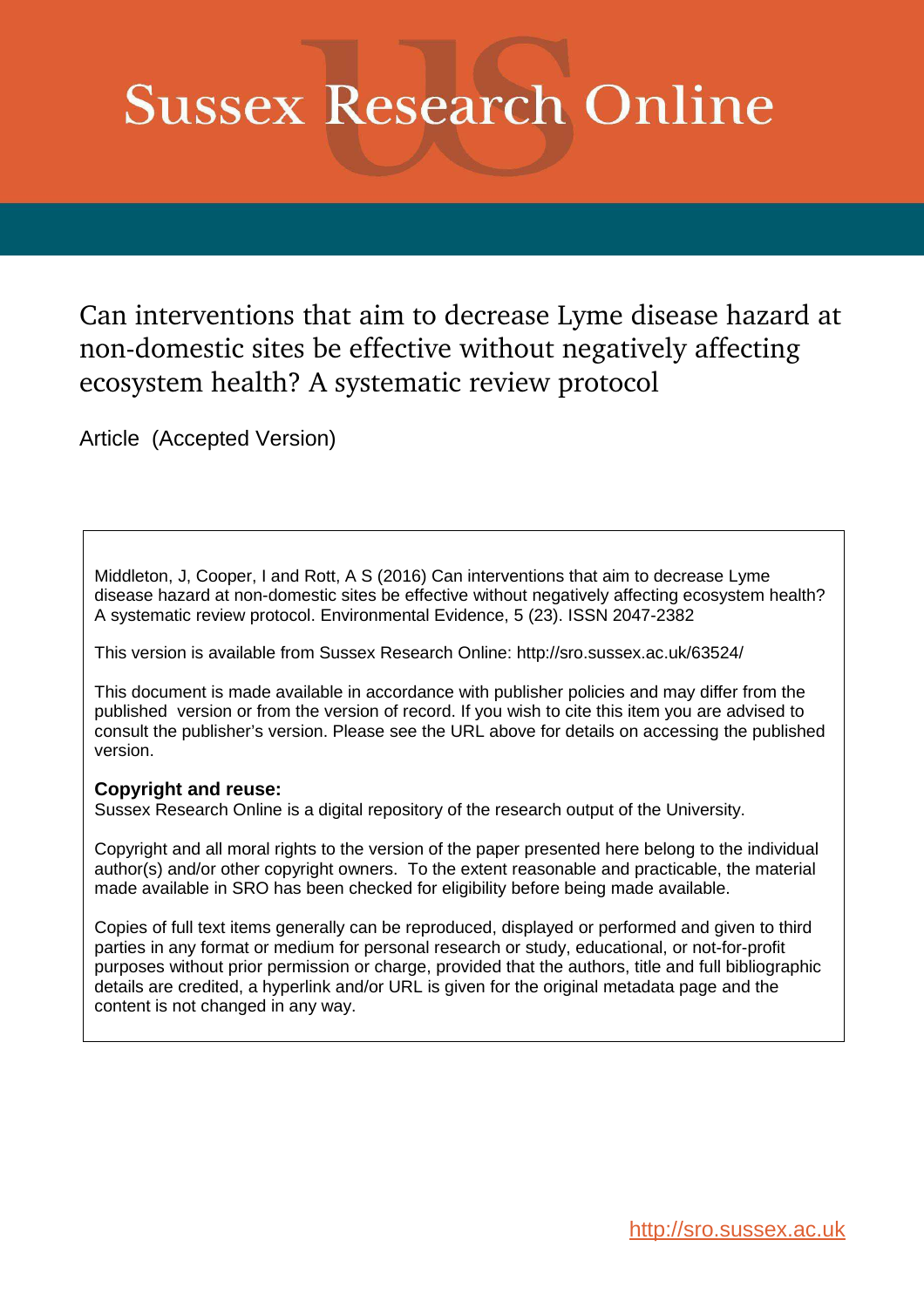# Sussex Research Online

## Can interventions that aim to decrease Lyme disease hazard at non-domestic sites be effective without negatively affecting ecosystem health? A systematic review protocol

Article (Accepted Version)

Middleton, J, Cooper, I and Rott, A S (2016) Can interventions that aim to decrease Lyme disease hazard at non-domestic sites be effective without negatively affecting ecosystem health? A systematic review protocol. Environmental Evidence, 5 (23). ISSN 2047-2382

This version is available from Sussex Research Online: http://sro.sussex.ac.uk/63524/

This document is made available in accordance with publisher policies and may differ from the published version or from the version of record. If you wish to cite this item you are advised to consult the publisher's version. Please see the URL above for details on accessing the published version.

**Copyright and reuse:**
Sussex Research Online is a digital repository of the research output of the University.

Copyright and all moral rights to the version of the paper presented here belong to the individual author(s) and/or other copyright owners. To the extent reasonable and practicable, the material made available in SRO has been checked for eligibility before being made available.

Copies of full text items generally can be reproduced, displayed or performed and given to third parties in any format or medium for personal research or study, educational, or not-for-profit purposes without prior permission or charge, provided that the authors, title and full bibliographic details are credited, a hyperlink and/or URL is given for the original metadata page and the content is not changed in any way.

http://sro.sussex.ac.uk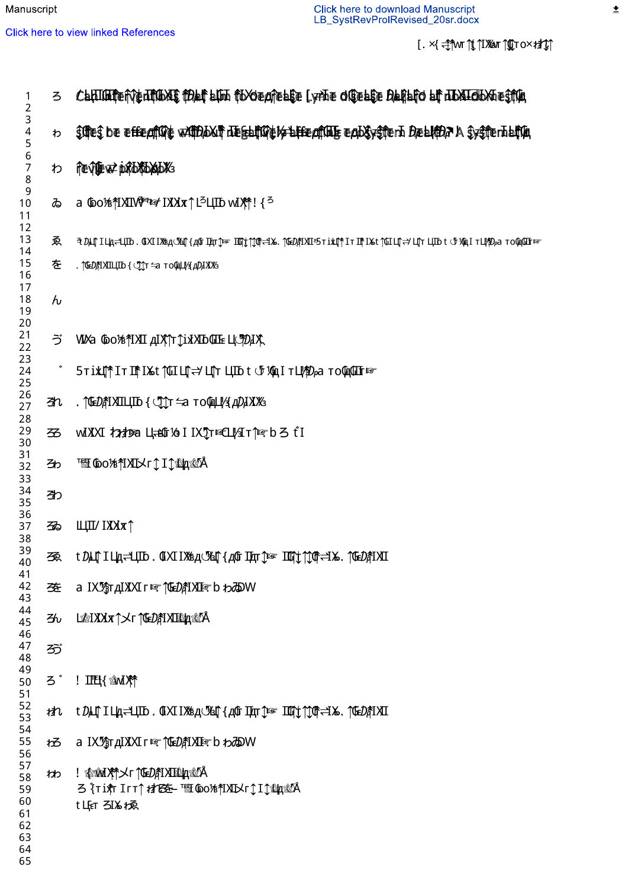# Can interventions that aim to decrease Lyme disease hazard at non-domestic sites be effective without negatively affecting ecosystem health? A systematic review protocol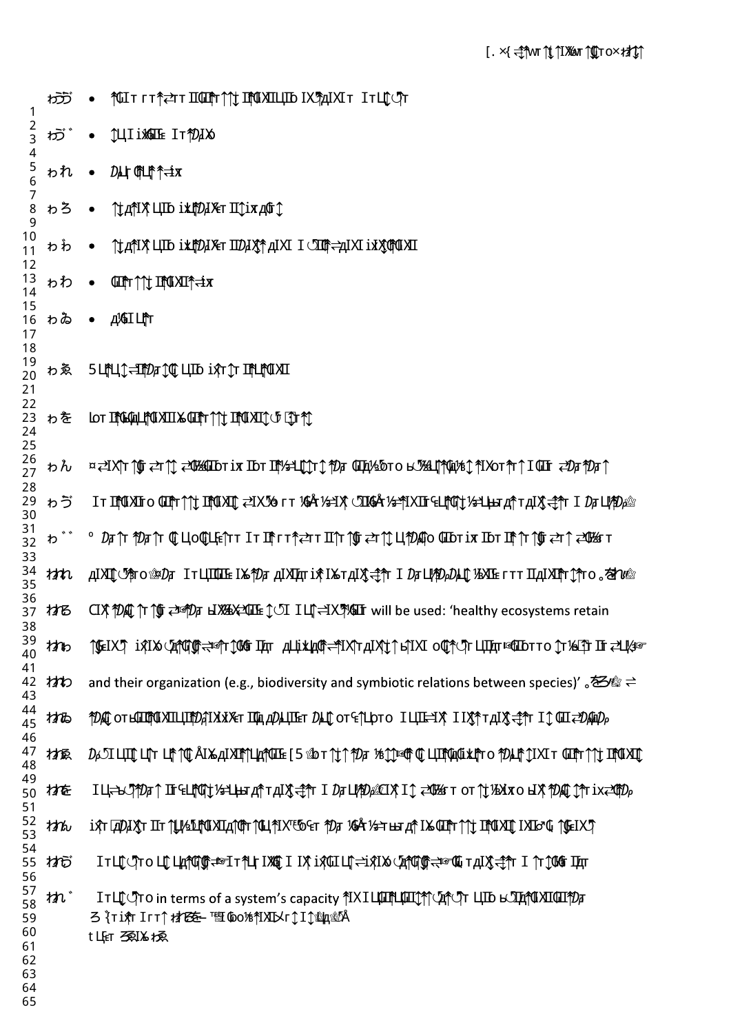will be used: 'healthy ecosystems retain

and their organization (e.g., biodiversity and symbiotic relations between species)'

in terms of a system's capacity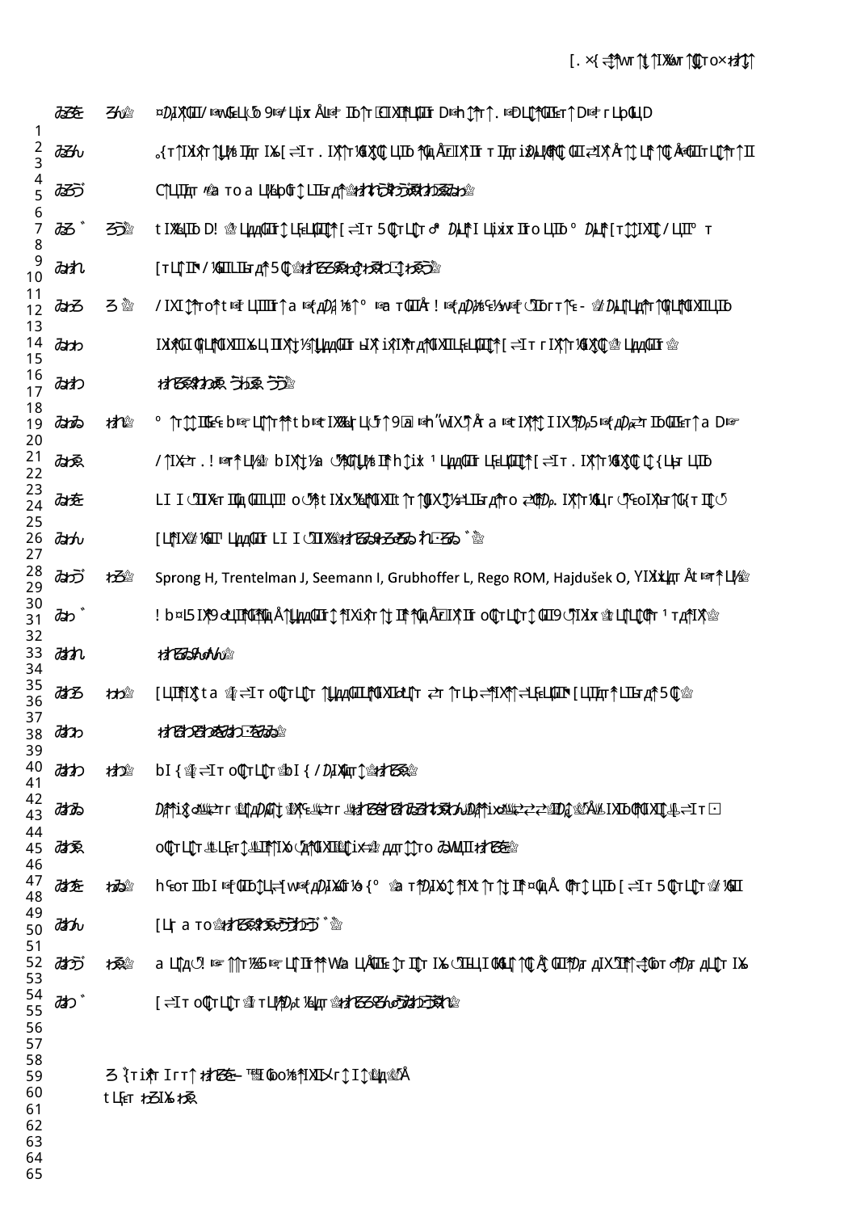Sprong H, Trentelman J, Seemann I, Grubhoffer L, Rego ROM, Hajdušek O,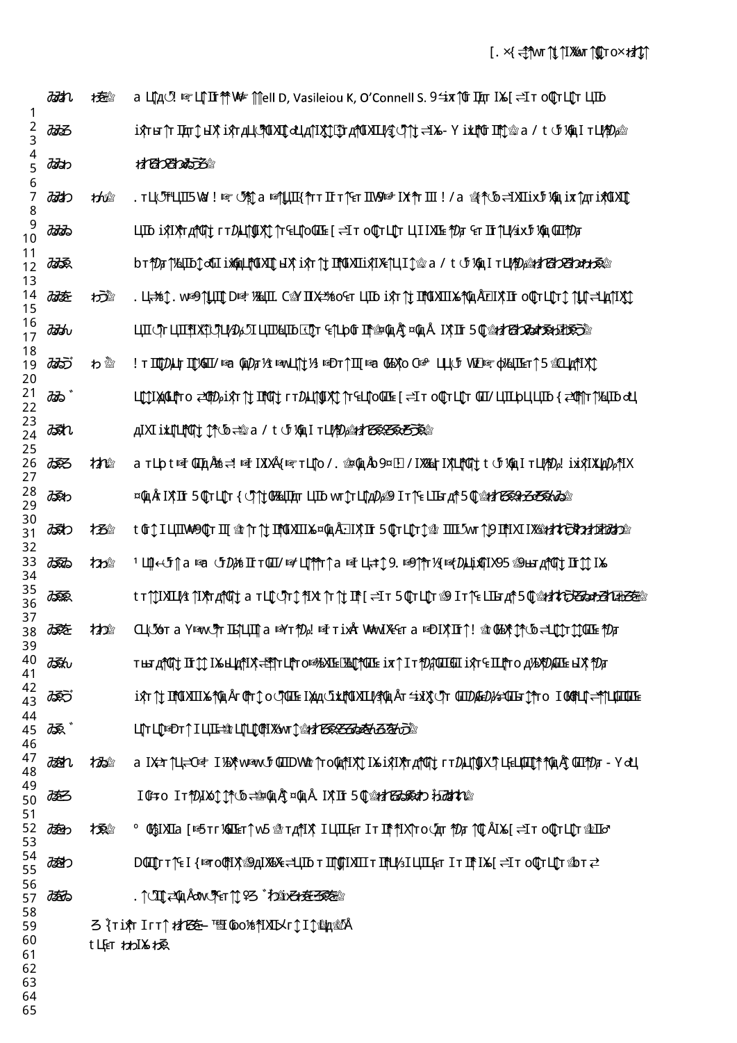ell D, Vasileiou K, O'Connell S.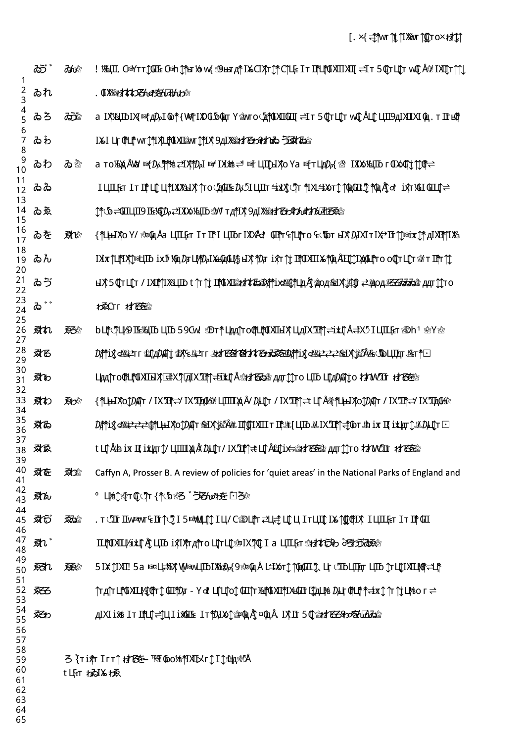Caffyn A, Prosser B. A review of policies for 'quiet areas' in the National Parks of England and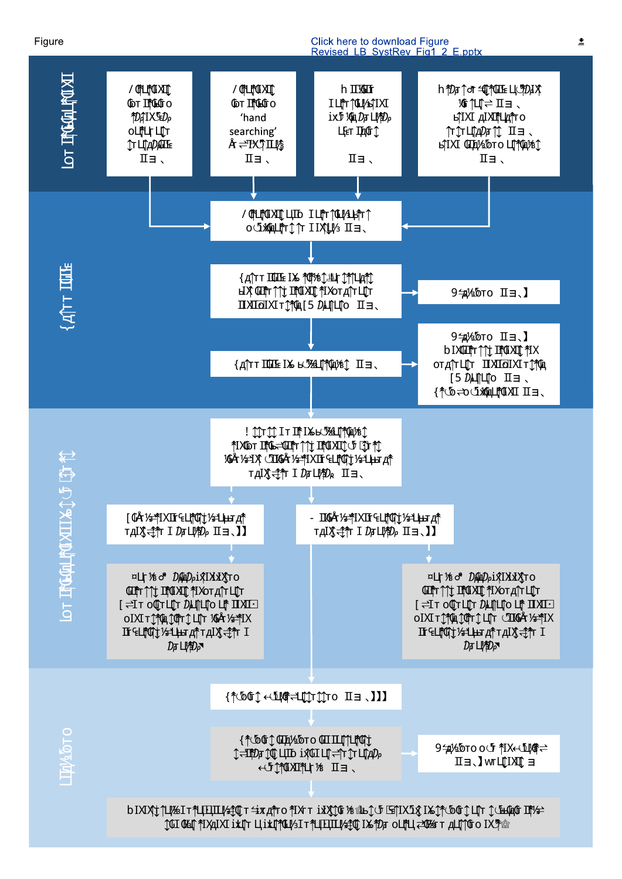Figure

Click here to download Figure Revised_LB_SystRev_Fig1_2_E.pptx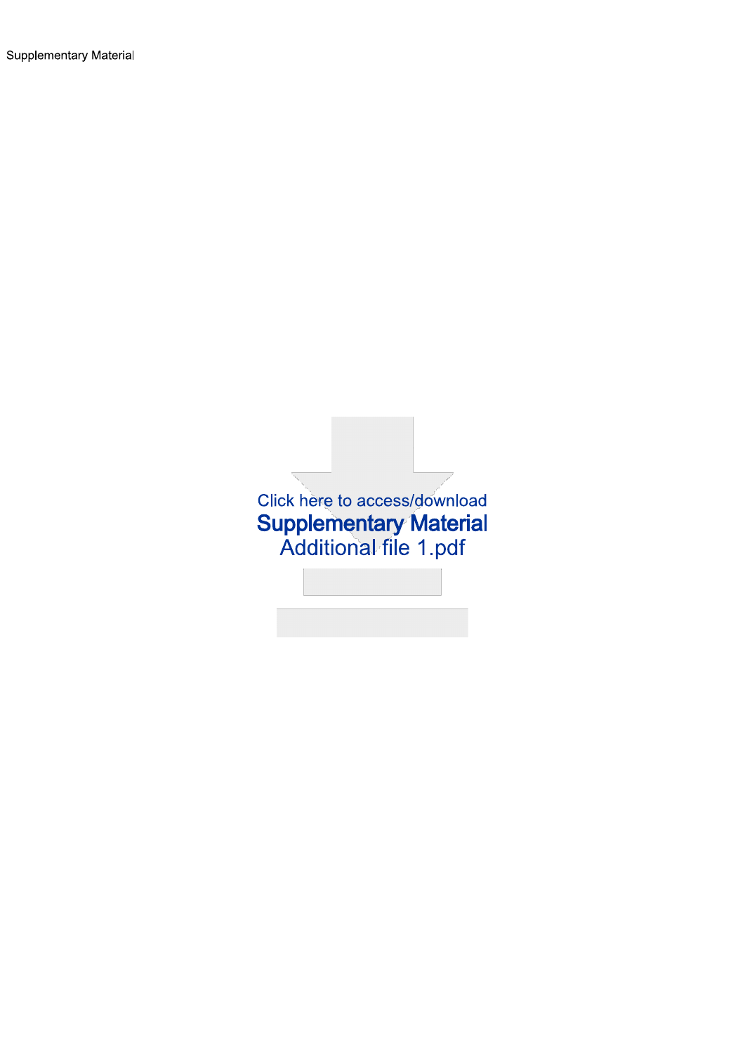Supplementary Material

Click here to access/download
**Supplementary Material**
Additional file 1.pdf